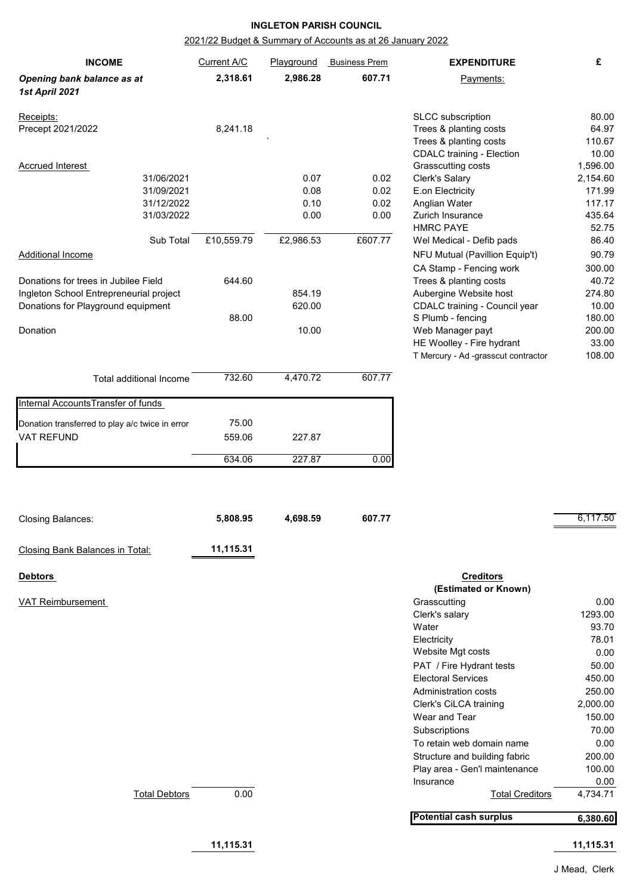**INGLETON PARISH COUNCIL**

2021/22 Budget & Summary of Accounts as at 26 January 2022

| INCOME | Current A/C | Playground | Business Prem |
|---|---|---|---|
| ***Opening bank balance as at 1st April 2021*** | **2,318.61** | **2,986.28** | **607.71** |
| Receipts: | | | |
| Precept 2021/2022 | 8,241.18 | ` | |
| Accrued Interest | | | |
| 31/06/2021 | | 0.07 | 0.02 |
| 31/09/2021 | | 0.08 | 0.02 |
| 31/12/2022 | | 0.10 | 0.02 |
| 31/03/2022 | | 0.00 | 0.00 |
| Sub Total | £10,559.79 | £2,986.53 | £607.77 |
| Additional Income | | | |
| Donations for trees in Jubilee Field | 644.60 | | |
| Ingleton School Entrepreneurial project | | 854.19 | |
| Donations for Playground equipment | | 620.00 | |
| | 88.00 | | |
| Donation | | 10.00 | |
| Total additional Income | 732.60 | 4,470.72 | 607.77 |
| Internal Accounts Transfer of funds | | | |
| Donation transferred to play a/c twice in error | 75.00 | | |
| VAT REFUND | 559.06 | 227.87 | |
| | 634.06 | 227.87 | 0.00 |
| Closing Balances: | **5,808.95** | **4,698.59** | **607.77** |
| Closing Bank Balances in Total: | **11,115.31** | | |
| **Debtors** | | | |
| VAT Reimbursement | | | |
| Total Debtors | 0.00 | | |
| | **11,115.31** | | |

| EXPENDITURE | £ |
|---|---|
| Payments: | |
| SLCC subscription | 80.00 |
| Trees & planting costs | 64.97 |
| Trees & planting costs | 110.67 |
| CDALC training - Election | 10.00 |
| Grasscutting costs | 1,596.00 |
| Clerk's Salary | 2,154.60 |
| E.on Electricity | 171.99 |
| Anglian Water | 117.17 |
| Zurich Insurance | 435.64 |
| HMRC PAYE | 52.75 |
| Wel Medical - Defib pads | 86.40 |
| NFU Mutual (Pavillion Equip't) | 90.79 |
| CA Stamp - Fencing work | 300.00 |
| Trees & planting costs | 40.72 |
| Aubergine Website host | 274.80 |
| CDALC training - Council year | 10.00 |
| S Plumb - fencing | 180.00 |
| Web Manager payt | 200.00 |
| HE Woolley - Fire hydrant | 33.00 |
| T Mercury - Ad -grasscut contractor | 108.00 |
| | 6,117.50 |

| Creditors (Estimated or Known) | |
|---|---|
| Grasscutting | 0.00 |
| Clerk's salary | 1293.00 |
| Water | 93.70 |
| Electricity | 78.01 |
| Website Mgt costs | 0.00 |
| PAT / Fire Hydrant tests | 50.00 |
| Electoral Services | 450.00 |
| Administration costs | 250.00 |
| Clerk's CiLCA training | 2,000.00 |
| Wear and Tear | 150.00 |
| Subscriptions | 70.00 |
| To retain web domain name | 0.00 |
| Structure and building fabric | 200.00 |
| Play area - Gen'l maintenance | 100.00 |
| Insurance | 0.00 |
| Total Creditors | 4,734.71 |
| **Potential cash surplus** | **6,380.60** |
| | **11,115.31** |

J Mead, Clerk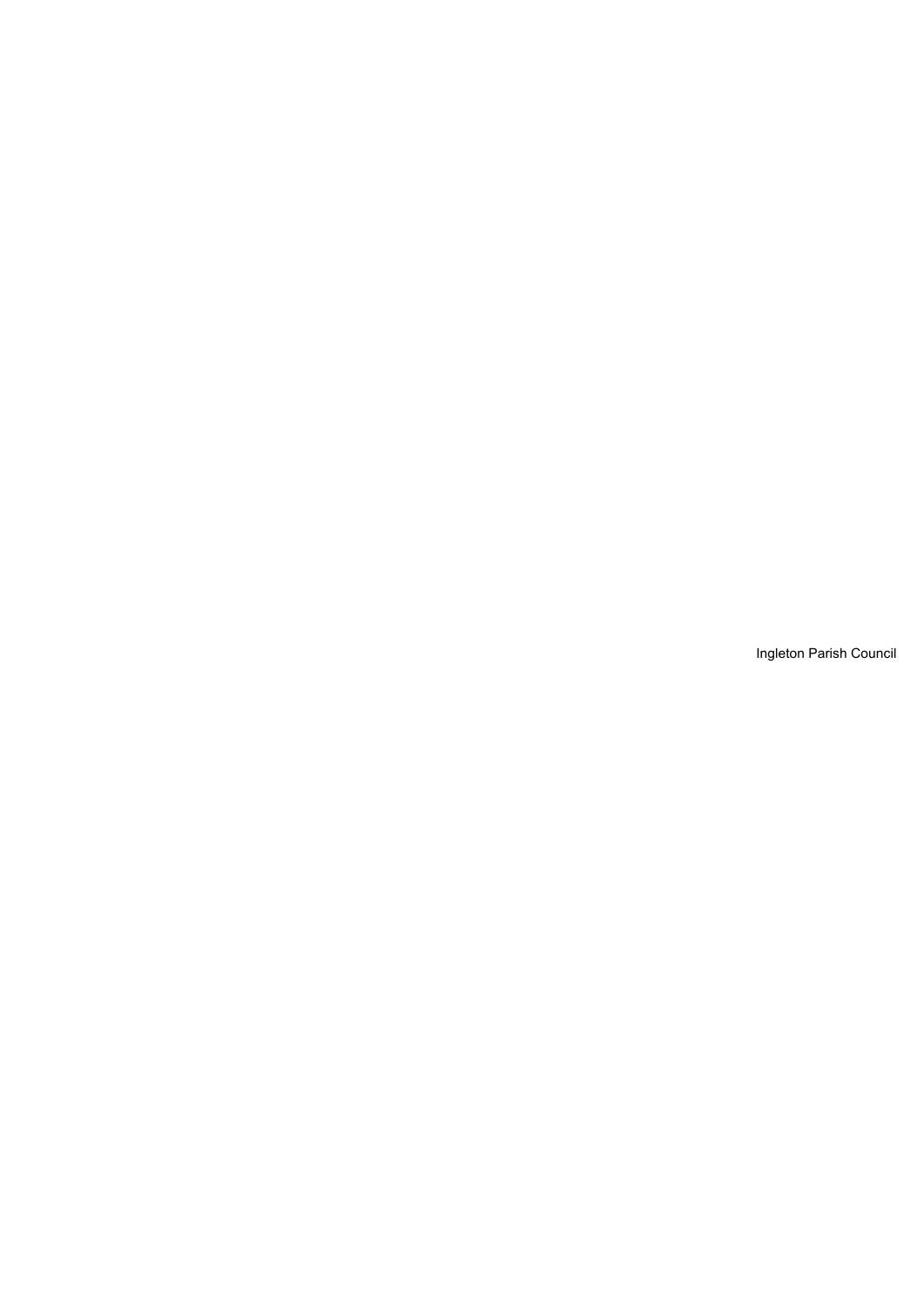Ingleton Parish Council